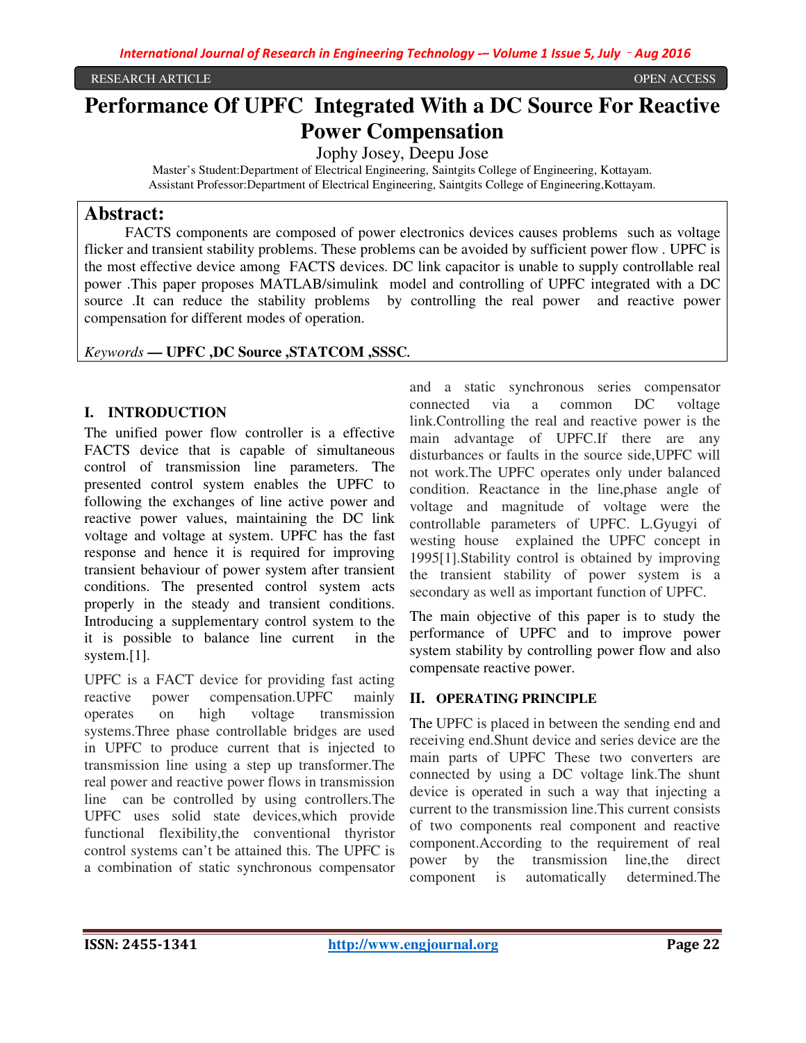RESEARCH ARTICLE OPEN ACCESS

# Performance Of UPFC Integrated With a DC Source For Reactive Power Compensation

Jophy Josey, Deepu Jose

Master's Student:Department of Electrical Engineering, Saintgits College of Engineering, Kottayam.
Assistant Professor:Department of Electrical Engineering, Saintgits College of Engineering,Kottayam.

## Abstract:

FACTS components are composed of power electronics devices causes problems such as voltage flicker and transient stability problems. These problems can be avoided by sufficient power flow . UPFC is the most effective device among FACTS devices. DC link capacitor is unable to supply controllable real power .This paper proposes MATLAB/simulink model and controlling of UPFC integrated with a DC source .It can reduce the stability problems by controlling the real power and reactive power compensation for different modes of operation.

*Keywords* — **UPFC ,DC Source ,STATCOM ,SSSC.**

## I. INTRODUCTION

The unified power flow controller is a effective FACTS device that is capable of simultaneous control of transmission line parameters. The presented control system enables the UPFC to following the exchanges of line active power and reactive power values, maintaining the DC link voltage and voltage at system. UPFC has the fast response and hence it is required for improving transient behaviour of power system after transient conditions. The presented control system acts properly in the steady and transient conditions. Introducing a supplementary control system to the it is possible to balance line current in the system.[1].

UPFC is a FACT device for providing fast acting reactive power compensation.UPFC mainly operates on high voltage transmission systems.Three phase controllable bridges are used in UPFC to produce current that is injected to transmission line using a step up transformer.The real power and reactive power flows in transmission line can be controlled by using controllers.The UPFC uses solid state devices,which provide functional flexibility,the conventional thyristor control systems can't be attained this. The UPFC is a combination of static synchronous compensator and a static synchronous series compensator connected via a common DC voltage link.Controlling the real and reactive power is the main advantage of UPFC.If there are any disturbances or faults in the source side,UPFC will not work.The UPFC operates only under balanced condition. Reactance in the line,phase angle of voltage and magnitude of voltage were the controllable parameters of UPFC. L.Gyugyi of westing house explained the UPFC concept in 1995[1].Stability control is obtained by improving the transient stability of power system is a secondary as well as important function of UPFC.

The main objective of this paper is to study the performance of UPFC and to improve power system stability by controlling power flow and also compensate reactive power.

## II. OPERATING PRINCIPLE

The UPFC is placed in between the sending end and receiving end.Shunt device and series device are the main parts of UPFC These two converters are connected by using a DC voltage link.The shunt device is operated in such a way that injecting a current to the transmission line.This current consists of two components real component and reactive component.According to the requirement of real power by the transmission line,the direct component is automatically determined.The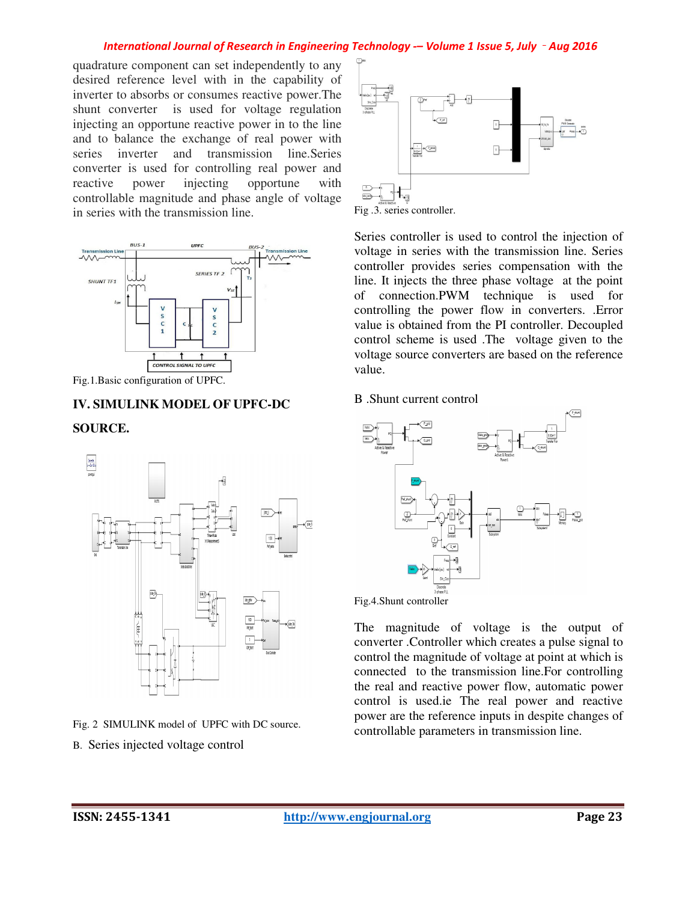quadrature component can set independently to any desired reference level with in the capability of inverter to absorbs or consumes reactive power.The shunt converter is used for voltage regulation injecting an opportune reactive power in to the line and to balance the exchange of real power with series inverter and transmission line.Series converter is used for controlling real power and reactive power injecting opportune with controllable magnitude and phase angle of voltage in series with the transmission line.

Fig.1.Basic configuration of UPFC.

## IV. SIMULINK MODEL OF UPFC-DC SOURCE.

Fig. 2 SIMULINK model of UPFC with DC source.

B. Series injected voltage control

Fig .3. series controller.

Series controller is used to control the injection of voltage in series with the transmission line. Series controller provides series compensation with the line. It injects the three phase voltage at the point of connection.PWM technique is used for controlling the power flow in converters. .Error value is obtained from the PI controller. Decoupled control scheme is used .The voltage given to the voltage source converters are based on the reference value.

B .Shunt current control

Fig.4.Shunt controller

The magnitude of voltage is the output of converter .Controller which creates a pulse signal to control the magnitude of voltage at point at which is connected to the transmission line.For controlling the real and reactive power flow, automatic power control is used.ie The real power and reactive power are the reference inputs in despite changes of controllable parameters in transmission line.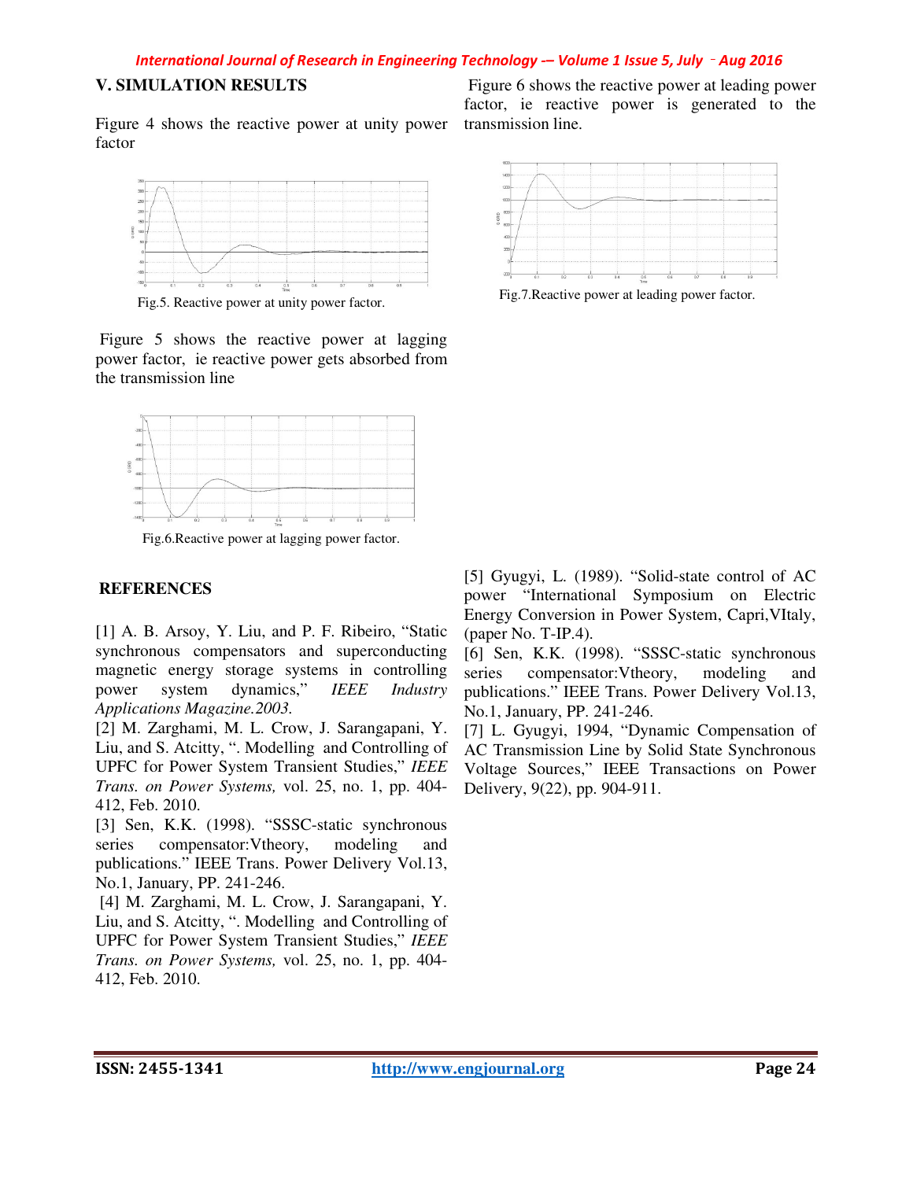## V. SIMULATION RESULTS

Figure 4 shows the reactive power at unity power factor

Fig.5. Reactive power at unity power factor.

Figure 5 shows the reactive power at lagging power factor, ie reactive power gets absorbed from the transmission line

Fig.6.Reactive power at lagging power factor.

Figure 6 shows the reactive power at leading power factor, ie reactive power is generated to the transmission line.

Fig.7.Reactive power at leading power factor.

## REFERENCES

[1] A. B. Arsoy, Y. Liu, and P. F. Ribeiro, "Static synchronous compensators and superconducting magnetic energy storage systems in controlling power system dynamics," *IEEE Industry Applications Magazine.2003.*

[2] M. Zarghami, M. L. Crow, J. Sarangapani, Y. Liu, and S. Atcitty, ". Modelling and Controlling of UPFC for Power System Transient Studies," *IEEE Trans. on Power Systems,* vol. 25, no. 1, pp. 404-412, Feb. 2010.

[3] Sen, K.K. (1998). "SSSC-static synchronous series compensator:Vtheory, modeling and publications." IEEE Trans. Power Delivery Vol.13, No.1, January, PP. 241-246.

[4] M. Zarghami, M. L. Crow, J. Sarangapani, Y. Liu, and S. Atcitty, ". Modelling and Controlling of UPFC for Power System Transient Studies," *IEEE Trans. on Power Systems,* vol. 25, no. 1, pp. 404-412, Feb. 2010.

[5] Gyugyi, L. (1989). "Solid-state control of AC power "International Symposium on Electric Energy Conversion in Power System, Capri,VItaly, (paper No. T-IP.4).

[6] Sen, K.K. (1998). "SSSC-static synchronous series compensator:Vtheory, modeling and publications." IEEE Trans. Power Delivery Vol.13, No.1, January, PP. 241-246.

[7] L. Gyugyi, 1994, "Dynamic Compensation of AC Transmission Line by Solid State Synchronous Voltage Sources," IEEE Transactions on Power Delivery, 9(22), pp. 904-911.